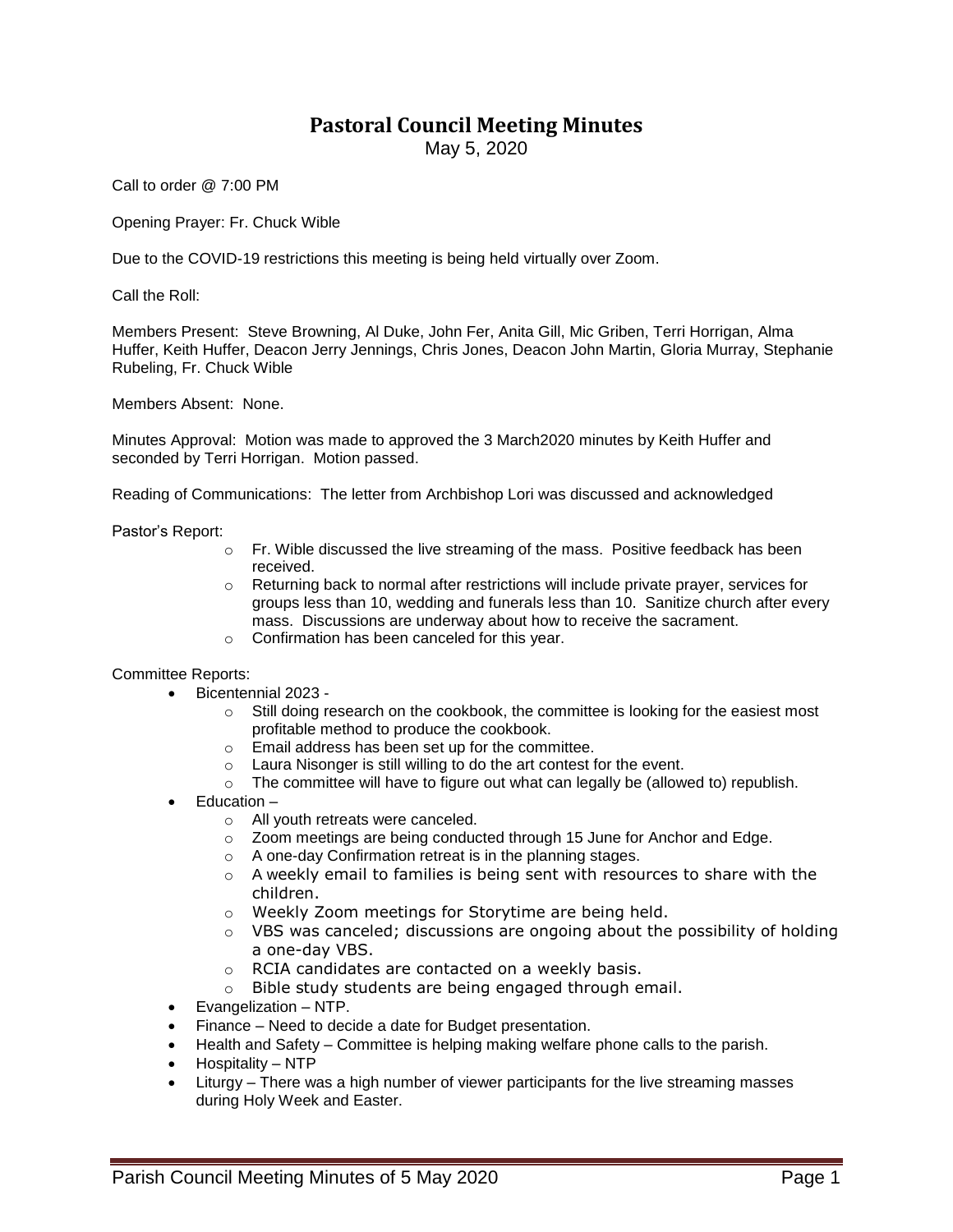# Pastoral Council Meeting Minutes

May 5, 2020

Call to order @ 7:00 PM

Opening Prayer: Fr. Chuck Wible

Due to the COVID-19 restrictions this meeting is being held virtually over Zoom.

Call the Roll:

Members Present: Steve Browning, Al Duke, John Fer, Anita Gill, Mic Griben, Terri Horrigan, Alma Huffer, Keith Huffer, Deacon Jerry Jennings, Chris Jones, Deacon John Martin, Gloria Murray, Stephanie Rubeling, Fr. Chuck Wible

Members Absent: None.

Minutes Approval: Motion was made to approved the 3 March2020 minutes by Keith Huffer and seconded by Terri Horrigan. Motion passed.

Reading of Communications: The letter from Archbishop Lori was discussed and acknowledged

Pastor's Report:

- Fr. Wible discussed the live streaming of the mass. Positive feedback has been received.
- Returning back to normal after restrictions will include private prayer, services for groups less than 10, wedding and funerals less than 10. Sanitize church after every mass. Discussions are underway about how to receive the sacrament.
- Confirmation has been canceled for this year.

Committee Reports:

- Bicentennial 2023 -
  - Still doing research on the cookbook, the committee is looking for the easiest most profitable method to produce the cookbook.
  - Email address has been set up for the committee.
  - Laura Nisonger is still willing to do the art contest for the event.
  - The committee will have to figure out what can legally be (allowed to) republish.
- Education –
  - All youth retreats were canceled.
  - Zoom meetings are being conducted through 15 June for Anchor and Edge.
  - A one-day Confirmation retreat is in the planning stages.
  - A weekly email to families is being sent with resources to share with the children.
  - Weekly Zoom meetings for Storytime are being held.
  - VBS was canceled; discussions are ongoing about the possibility of holding a one-day VBS.
  - RCIA candidates are contacted on a weekly basis.
  - Bible study students are being engaged through email.
- Evangelization – NTP.
- Finance – Need to decide a date for Budget presentation.
- Health and Safety – Committee is helping making welfare phone calls to the parish.
- Hospitality – NTP
- Liturgy – There was a high number of viewer participants for the live streaming masses during Holy Week and Easter.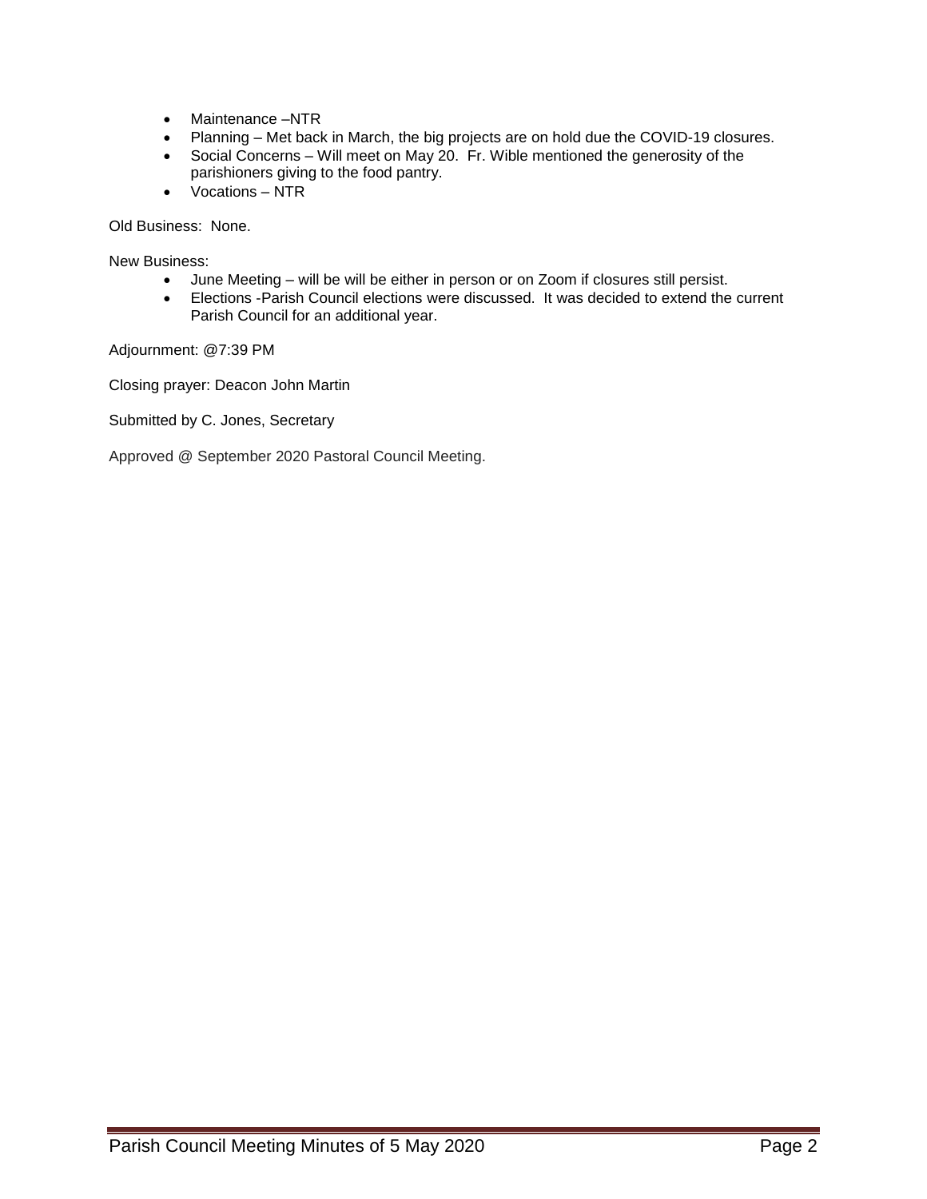- Maintenance –NTR
- Planning – Met back in March, the big projects are on hold due the COVID-19 closures.
- Social Concerns – Will meet on May 20. Fr. Wible mentioned the generosity of the parishioners giving to the food pantry.
- Vocations – NTR

Old Business: None.

New Business:

- June Meeting – will be will be either in person or on Zoom if closures still persist.
- Elections -Parish Council elections were discussed. It was decided to extend the current Parish Council for an additional year.

Adjournment: @7:39 PM

Closing prayer: Deacon John Martin

Submitted by C. Jones, Secretary

Approved @ September 2020 Pastoral Council Meeting.